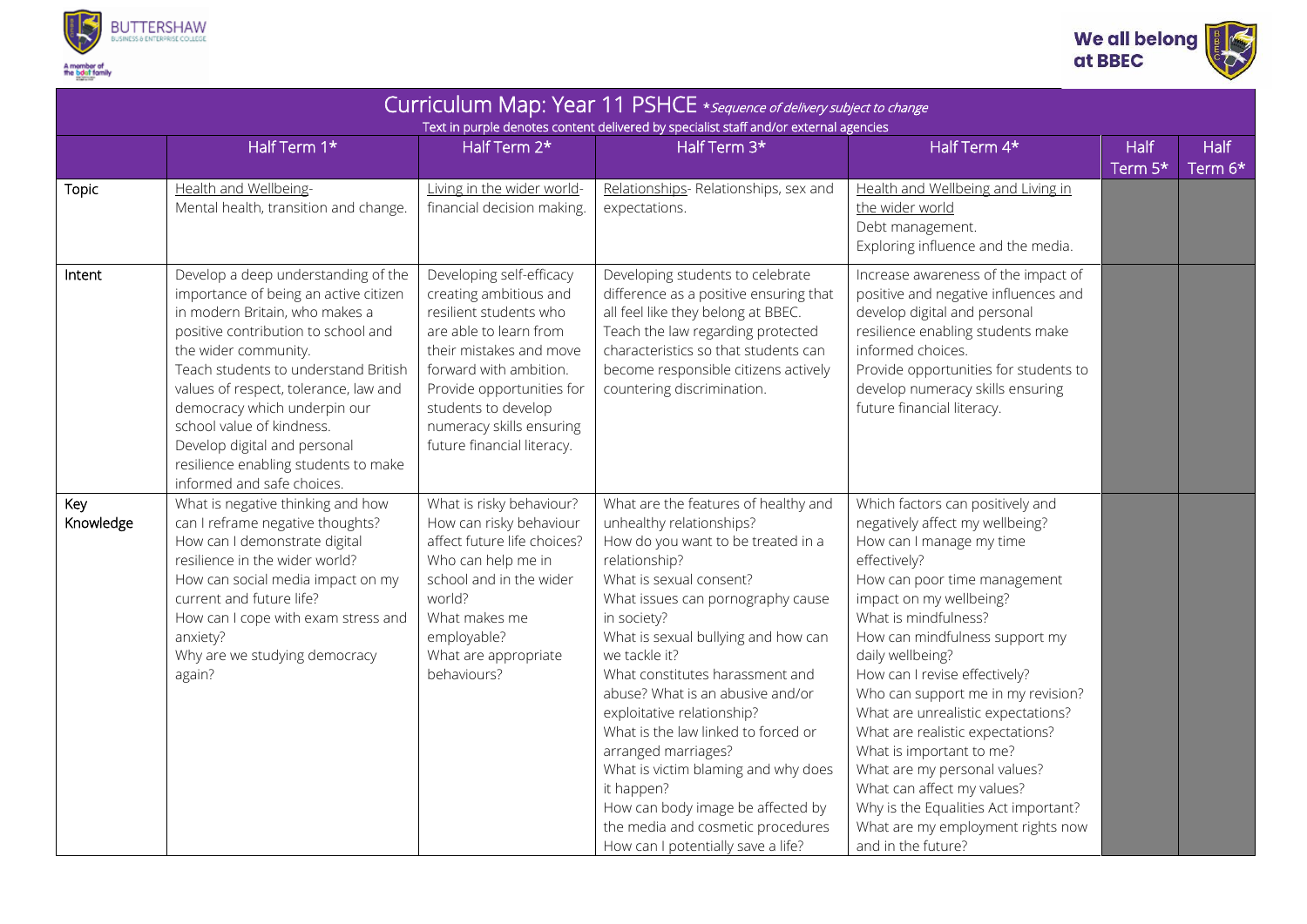# Curriculum Map: Year 11 PSHCE *\*Sequence of delivery subject to change*

Text in purple denotes content delivered by specialist staff and/or external agencies

| | Half Term 1* | Half Term 2* | Half Term 3* | Half Term 4* | Half Term 5* | Half Term 6* |
|---|---|---|---|---|---|---|
| Topic | Health and Wellbeing- Mental health, transition and change. | Living in the wider world- financial decision making. | Relationships- Relationships, sex and expectations. | Health and Wellbeing and Living in the wider world<br>Debt management.<br>Exploring influence and the media. | | |
| Intent | Develop a deep understanding of the importance of being an active citizen in modern Britain, who makes a positive contribution to school and the wider community.<br>Teach students to understand British values of respect, tolerance, law and democracy which underpin our school value of kindness.<br>Develop digital and personal resilience enabling students to make informed and safe choices. | Developing self-efficacy creating ambitious and resilient students who are able to learn from their mistakes and move forward with ambition.<br>Provide opportunities for students to develop numeracy skills ensuring future financial literacy. | Developing students to celebrate difference as a positive ensuring that all feel like they belong at BBEC.<br>Teach the law regarding protected characteristics so that students can become responsible citizens actively countering discrimination. | Increase awareness of the impact of positive and negative influences and develop digital and personal resilience enabling students make informed choices.<br>Provide opportunities for students to develop numeracy skills ensuring future financial literacy. | | |
| Key Knowledge | What is negative thinking and how can I reframe negative thoughts?<br>How can I demonstrate digital resilience in the wider world?<br>How can social media impact on my current and future life?<br>How can I cope with exam stress and anxiety?<br>Why are we studying democracy again? | What is risky behaviour?<br>How can risky behaviour affect future life choices?<br>Who can help me in school and in the wider world?<br>What makes me employable?<br>What are appropriate behaviours? | What are the features of healthy and unhealthy relationships?<br>How do you want to be treated in a relationship?<br>What is sexual consent?<br>What issues can pornography cause in society?<br>What is sexual bullying and how can we tackle it?<br>What constitutes harassment and abuse? What is an abusive and/or exploitative relationship?<br>What is the law linked to forced or arranged marriages?<br>What is victim blaming and why does it happen?<br>How can body image be affected by the media and cosmetic procedures<br>How can I potentially save a life? | Which factors can positively and negatively affect my wellbeing?<br>How can I manage my time effectively?<br>How can poor time management impact on my wellbeing?<br>What is mindfulness?<br>How can mindfulness support my daily wellbeing?<br>How can I revise effectively?<br>Who can support me in my revision?<br>What are unrealistic expectations?<br>What are realistic expectations?<br>What is important to me?<br>What are my personal values?<br>What can affect my values?<br>Why is the Equalities Act important?<br>What are my employment rights now and in the future? | | |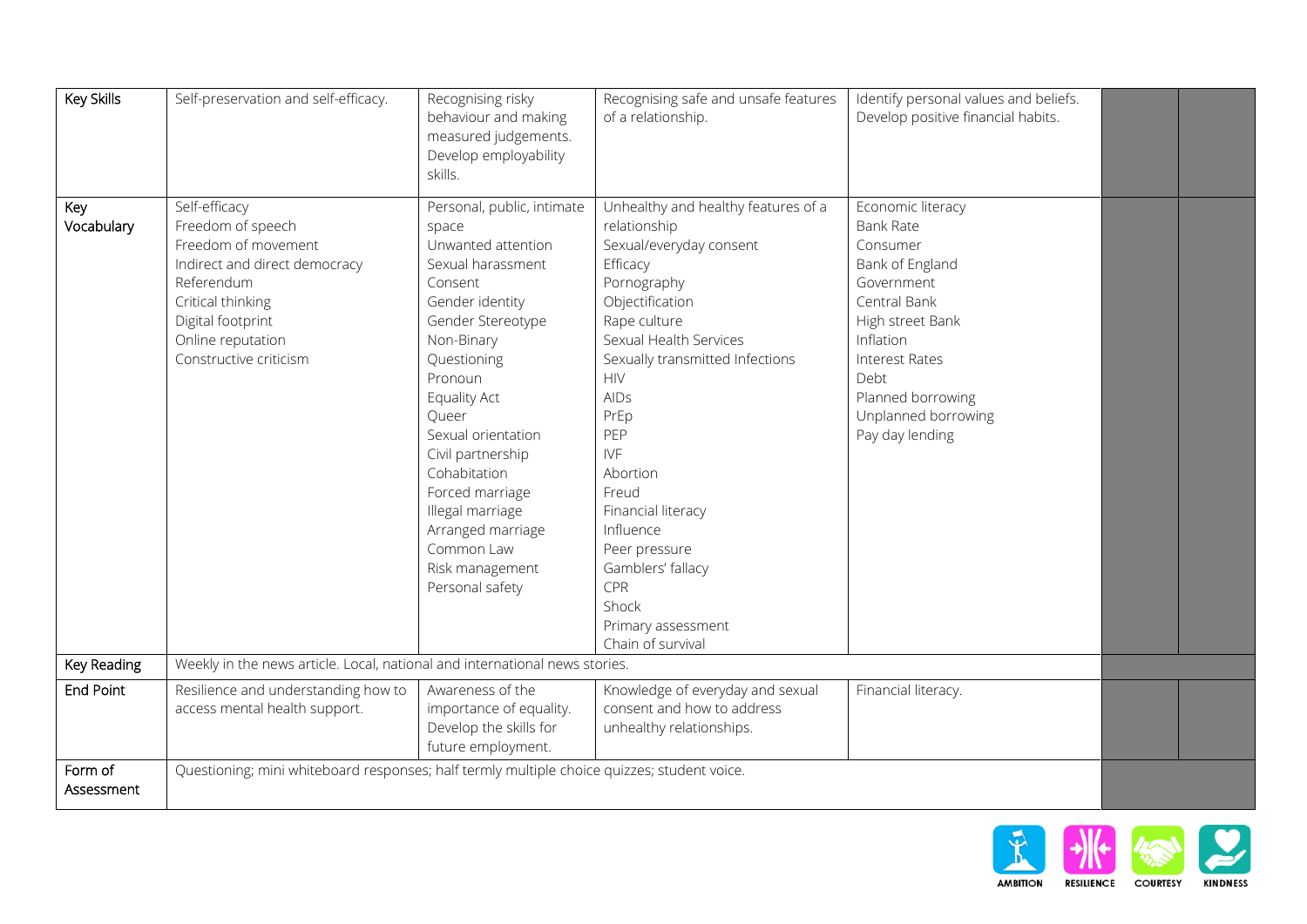| | | | | | | |
|---|---|---|---|---|---|---|
| Key Skills | Self-preservation and self-efficacy. | Recognising risky behaviour and making measured judgements. Develop employability skills. | Recognising safe and unsafe features of a relationship. | Identify personal values and beliefs. Develop positive financial habits. | | |
| Key Vocabulary | Self-efficacy<br>Freedom of speech<br>Freedom of movement<br>Indirect and direct democracy<br>Referendum<br>Critical thinking<br>Digital footprint<br>Online reputation<br>Constructive criticism | Personal, public, intimate space<br>Unwanted attention<br>Sexual harassment<br>Consent<br>Gender identity<br>Gender Stereotype<br>Non-Binary<br>Questioning<br>Pronoun<br>Equality Act<br>Queer<br>Sexual orientation<br>Civil partnership<br>Cohabitation<br>Forced marriage<br>Illegal marriage<br>Arranged marriage<br>Common Law<br>Risk management<br>Personal safety | Unhealthy and healthy features of a relationship<br>Sexual/everyday consent<br>Efficacy<br>Pornography<br>Objectification<br>Rape culture<br>Sexual Health Services<br>Sexually transmitted Infections<br>HIV<br>AIDs<br>PrEp<br>PEP<br>IVF<br>Abortion<br>Freud<br>Financial literacy<br>Influence<br>Peer pressure<br>Gamblers' fallacy<br>CPR<br>Shock<br>Primary assessment<br>Chain of survival | Economic literacy<br>Bank Rate<br>Consumer<br>Bank of England<br>Government<br>Central Bank<br>High street Bank<br>Inflation<br>Interest Rates<br>Debt<br>Planned borrowing<br>Unplanned borrowing<br>Pay day lending | | |
| Key Reading | Weekly in the news article. Local, national and international news stories. | | | | | |
| End Point | Resilience and understanding how to access mental health support. | Awareness of the importance of equality. Develop the skills for future employment. | Knowledge of everyday and sexual consent and how to address unhealthy relationships. | Financial literacy. | | |
| Form of Assessment | Questioning; mini whiteboard responses; half termly multiple choice quizzes; student voice. | | | | | |

AMBITION RESILIENCE COURTESY KINDNESS